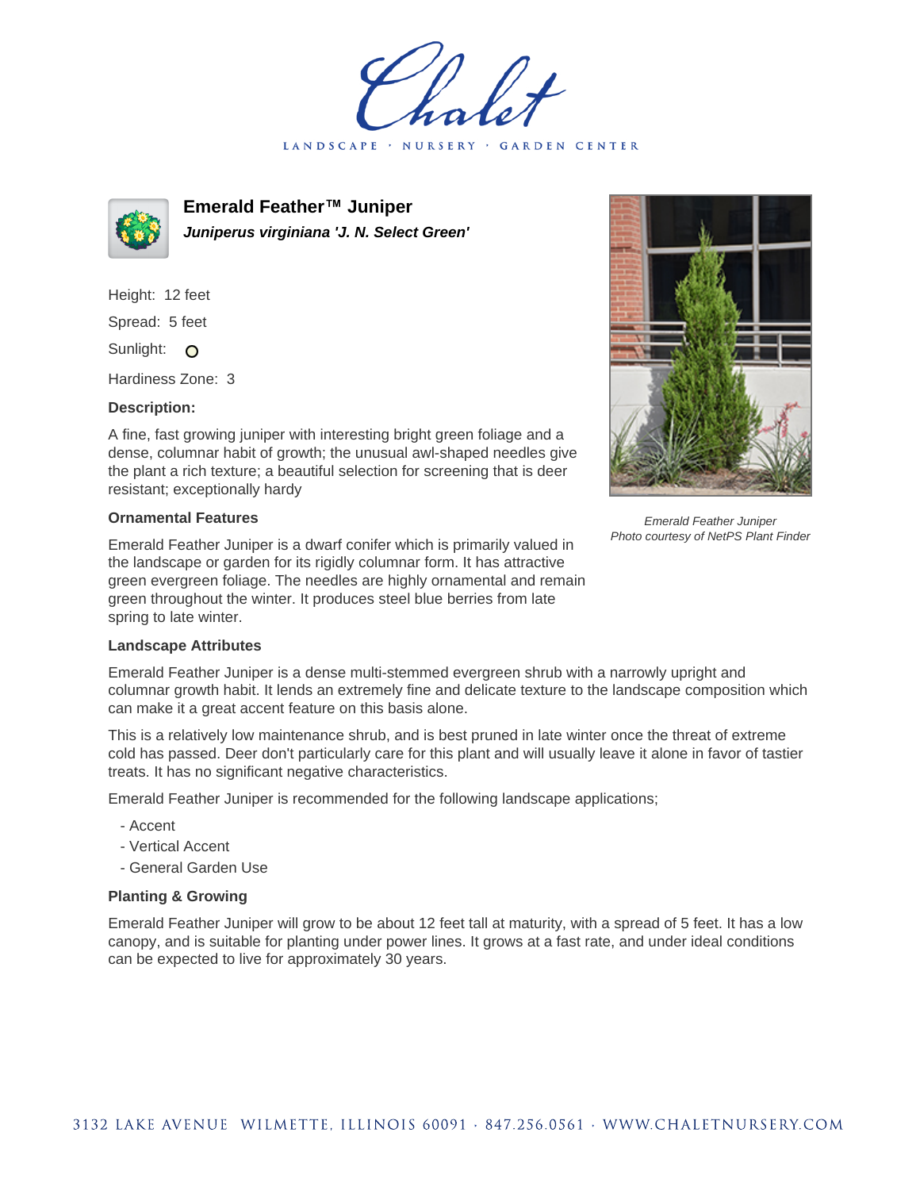# Emerald Feather™ Juniper

***Juniperus virginiana 'J. N. Select Green'***

Height: 12 feet

Spread: 5 feet

Sunlight: O

Hardiness Zone: 3

### Description:

A fine, fast growing juniper with interesting bright green foliage and a dense, columnar habit of growth; the unusual awl-shaped needles give the plant a rich texture; a beautiful selection for screening that is deer resistant; exceptionally hardy

*Emerald Feather Juniper*
*Photo courtesy of NetPS Plant Finder*

### Ornamental Features

Emerald Feather Juniper is a dwarf conifer which is primarily valued in the landscape or garden for its rigidly columnar form. It has attractive green evergreen foliage. The needles are highly ornamental and remain green throughout the winter. It produces steel blue berries from late spring to late winter.

### Landscape Attributes

Emerald Feather Juniper is a dense multi-stemmed evergreen shrub with a narrowly upright and columnar growth habit. It lends an extremely fine and delicate texture to the landscape composition which can make it a great accent feature on this basis alone.

This is a relatively low maintenance shrub, and is best pruned in late winter once the threat of extreme cold has passed. Deer don't particularly care for this plant and will usually leave it alone in favor of tastier treats. It has no significant negative characteristics.

Emerald Feather Juniper is recommended for the following landscape applications;

- Accent
- Vertical Accent
- General Garden Use

### Planting & Growing

Emerald Feather Juniper will grow to be about 12 feet tall at maturity, with a spread of 5 feet. It has a low canopy, and is suitable for planting under power lines. It grows at a fast rate, and under ideal conditions can be expected to live for approximately 30 years.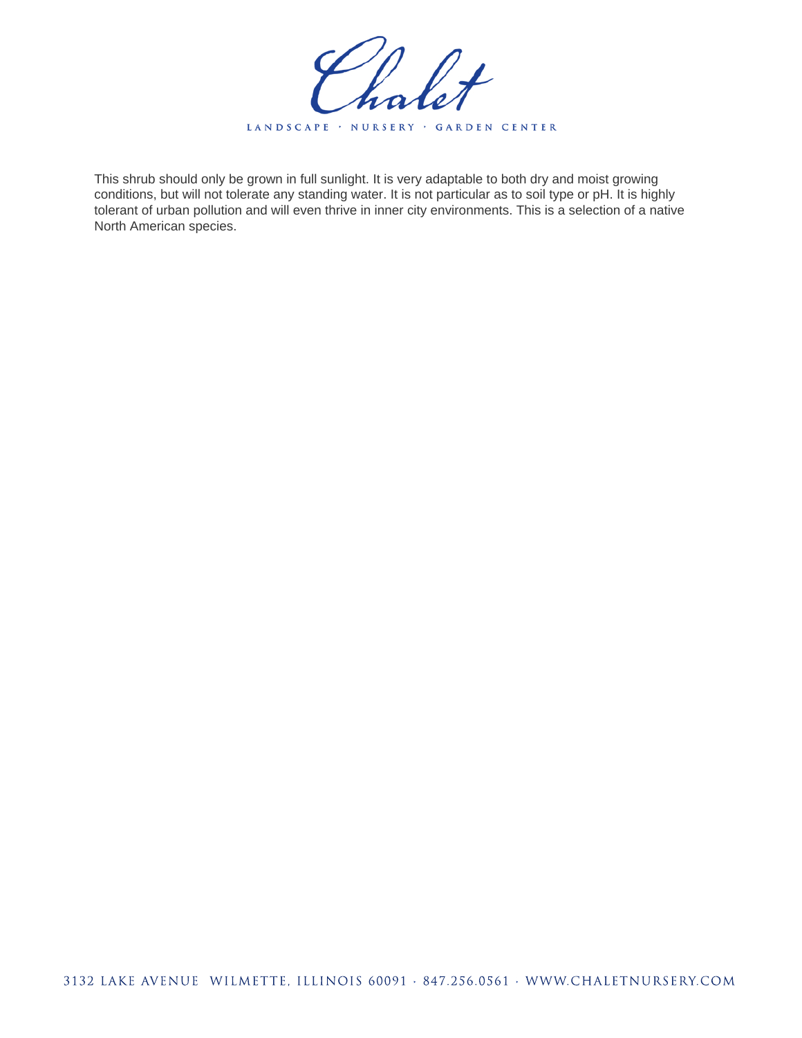This shrub should only be grown in full sunlight. It is very adaptable to both dry and moist growing conditions, but will not tolerate any standing water. It is not particular as to soil type or pH. It is highly tolerant of urban pollution and will even thrive in inner city environments. This is a selection of a native North American species.